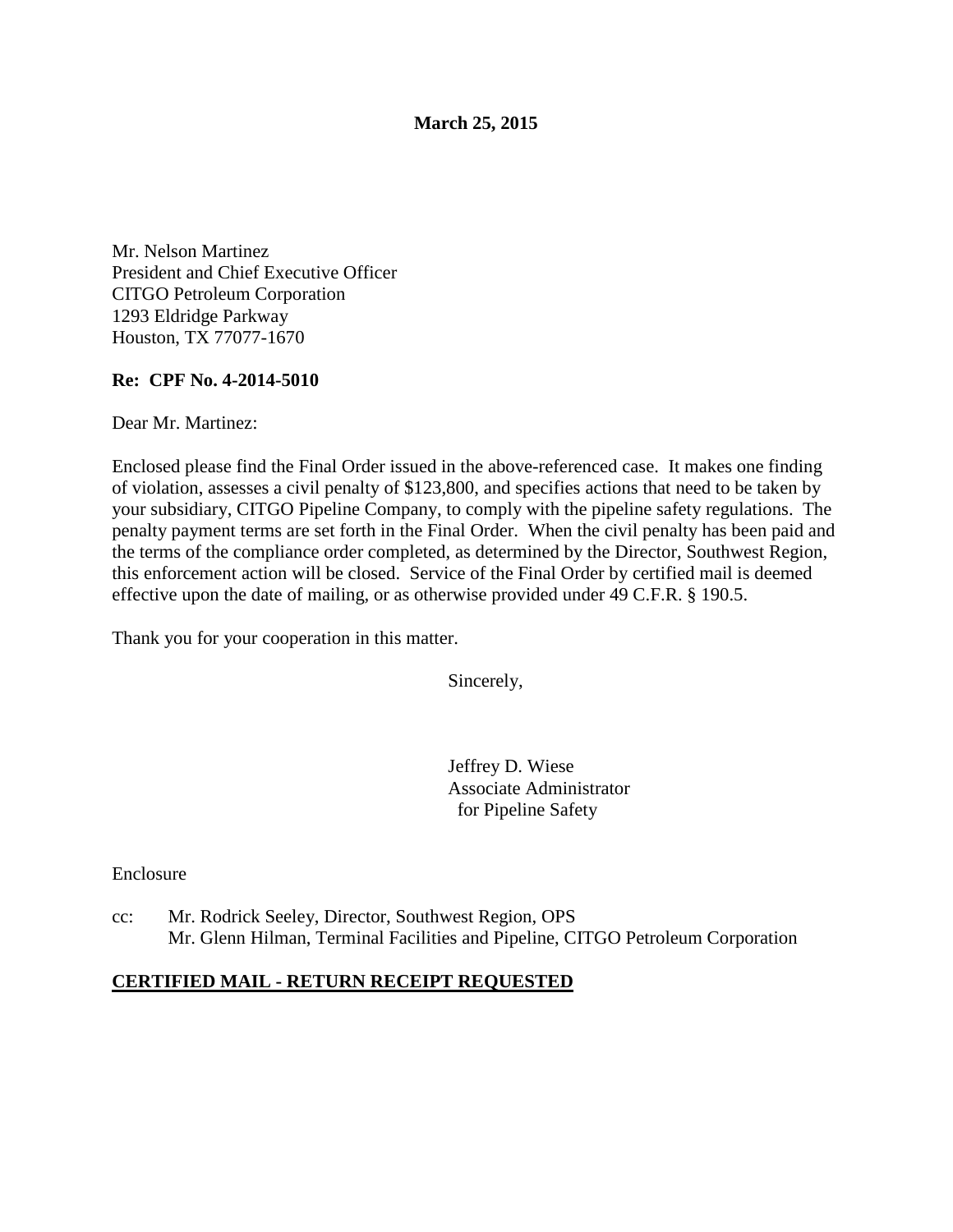**March 25, 2015**

Mr. Nelson Martinez
President and Chief Executive Officer
CITGO Petroleum Corporation
1293 Eldridge Parkway
Houston, TX 77077-1670

**Re: CPF No. 4-2014-5010**

Dear Mr. Martinez:

Enclosed please find the Final Order issued in the above-referenced case. It makes one finding of violation, assesses a civil penalty of $123,800, and specifies actions that need to be taken by your subsidiary, CITGO Pipeline Company, to comply with the pipeline safety regulations. The penalty payment terms are set forth in the Final Order. When the civil penalty has been paid and the terms of the compliance order completed, as determined by the Director, Southwest Region, this enforcement action will be closed. Service of the Final Order by certified mail is deemed effective upon the date of mailing, or as otherwise provided under 49 C.F.R. § 190.5.

Thank you for your cooperation in this matter.

Sincerely,

Jeffrey D. Wiese
Associate Administrator
for Pipeline Safety

Enclosure

cc: Mr. Rodrick Seeley, Director, Southwest Region, OPS
Mr. Glenn Hilman, Terminal Facilities and Pipeline, CITGO Petroleum Corporation

**CERTIFIED MAIL - RETURN RECEIPT REQUESTED**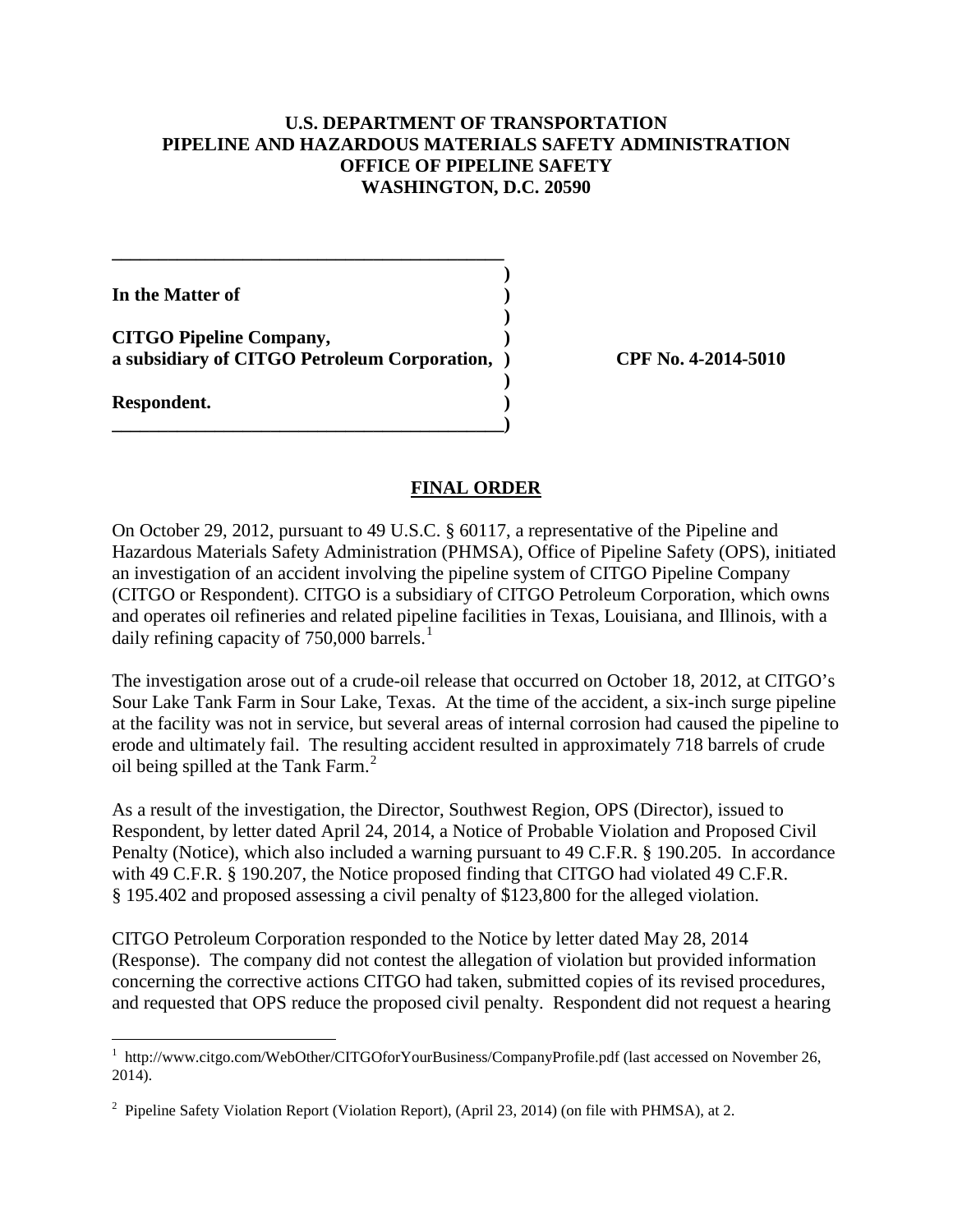**U.S. DEPARTMENT OF TRANSPORTATION**
**PIPELINE AND HAZARDOUS MATERIALS SAFETY ADMINISTRATION**
**OFFICE OF PIPELINE SAFETY**
**WASHINGTON, D.C. 20590**

| | | |
|---|---|---|
| **In the Matter of** | ) | |
| | ) | |
| **CITGO Pipeline Company,** | ) | |
| **a subsidiary of CITGO Petroleum Corporation,** | ) | **CPF No. 4-2014-5010** |
| | ) | |
| **Respondent.** | ) | |

## FINAL ORDER

On October 29, 2012, pursuant to 49 U.S.C. § 60117, a representative of the Pipeline and Hazardous Materials Safety Administration (PHMSA), Office of Pipeline Safety (OPS), initiated an investigation of an accident involving the pipeline system of CITGO Pipeline Company (CITGO or Respondent). CITGO is a subsidiary of CITGO Petroleum Corporation, which owns and operates oil refineries and related pipeline facilities in Texas, Louisiana, and Illinois, with a daily refining capacity of 750,000 barrels.[1]

The investigation arose out of a crude-oil release that occurred on October 18, 2012, at CITGO's Sour Lake Tank Farm in Sour Lake, Texas. At the time of the accident, a six-inch surge pipeline at the facility was not in service, but several areas of internal corrosion had caused the pipeline to erode and ultimately fail. The resulting accident resulted in approximately 718 barrels of crude oil being spilled at the Tank Farm.[2]

As a result of the investigation, the Director, Southwest Region, OPS (Director), issued to Respondent, by letter dated April 24, 2014, a Notice of Probable Violation and Proposed Civil Penalty (Notice), which also included a warning pursuant to 49 C.F.R. § 190.205. In accordance with 49 C.F.R. § 190.207, the Notice proposed finding that CITGO had violated 49 C.F.R. § 195.402 and proposed assessing a civil penalty of $123,800 for the alleged violation.

CITGO Petroleum Corporation responded to the Notice by letter dated May 28, 2014 (Response). The company did not contest the allegation of violation but provided information concerning the corrective actions CITGO had taken, submitted copies of its revised procedures, and requested that OPS reduce the proposed civil penalty. Respondent did not request a hearing

---

[1] http://www.citgo.com/WebOther/CITGOforYourBusiness/CompanyProfile.pdf (last accessed on November 26, 2014).

[2] Pipeline Safety Violation Report (Violation Report), (April 23, 2014) (on file with PHMSA), at 2.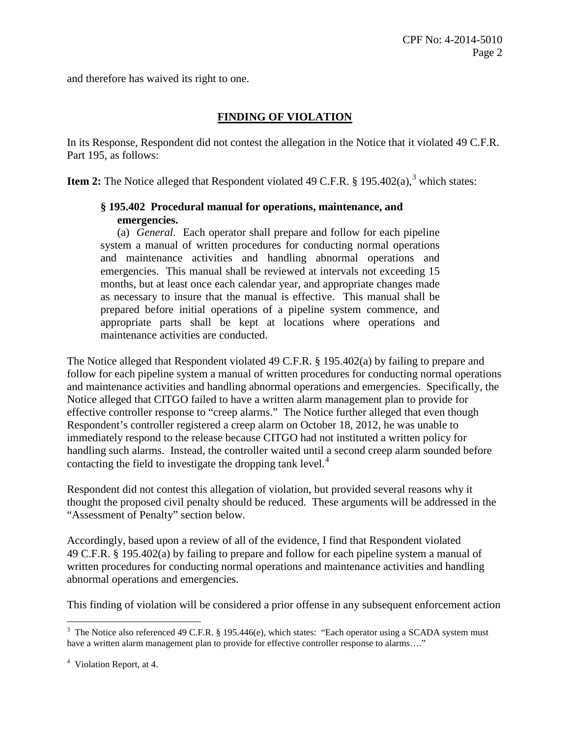and therefore has waived its right to one.

## FINDING OF VIOLATION

In its Response, Respondent did not contest the allegation in the Notice that it violated 49 C.F.R. Part 195, as follows:

**Item 2:** The Notice alleged that Respondent violated 49 C.F.R. § 195.402(a),[3] which states:

> **§ 195.402 Procedural manual for operations, maintenance, and emergencies.**
>
> (a) *General.* Each operator shall prepare and follow for each pipeline system a manual of written procedures for conducting normal operations and maintenance activities and handling abnormal operations and emergencies. This manual shall be reviewed at intervals not exceeding 15 months, but at least once each calendar year, and appropriate changes made as necessary to insure that the manual is effective. This manual shall be prepared before initial operations of a pipeline system commence, and appropriate parts shall be kept at locations where operations and maintenance activities are conducted.

The Notice alleged that Respondent violated 49 C.F.R. § 195.402(a) by failing to prepare and follow for each pipeline system a manual of written procedures for conducting normal operations and maintenance activities and handling abnormal operations and emergencies. Specifically, the Notice alleged that CITGO failed to have a written alarm management plan to provide for effective controller response to "creep alarms." The Notice further alleged that even though Respondent's controller registered a creep alarm on October 18, 2012, he was unable to immediately respond to the release because CITGO had not instituted a written policy for handling such alarms. Instead, the controller waited until a second creep alarm sounded before contacting the field to investigate the dropping tank level.[4]

Respondent did not contest this allegation of violation, but provided several reasons why it thought the proposed civil penalty should be reduced. These arguments will be addressed in the "Assessment of Penalty" section below.

Accordingly, based upon a review of all of the evidence, I find that Respondent violated 49 C.F.R. § 195.402(a) by failing to prepare and follow for each pipeline system a manual of written procedures for conducting normal operations and maintenance activities and handling abnormal operations and emergencies.

This finding of violation will be considered a prior offense in any subsequent enforcement action

---

[3] The Notice also referenced 49 C.F.R. § 195.446(e), which states: "Each operator using a SCADA system must have a written alarm management plan to provide for effective controller response to alarms…."

[4] Violation Report, at 4.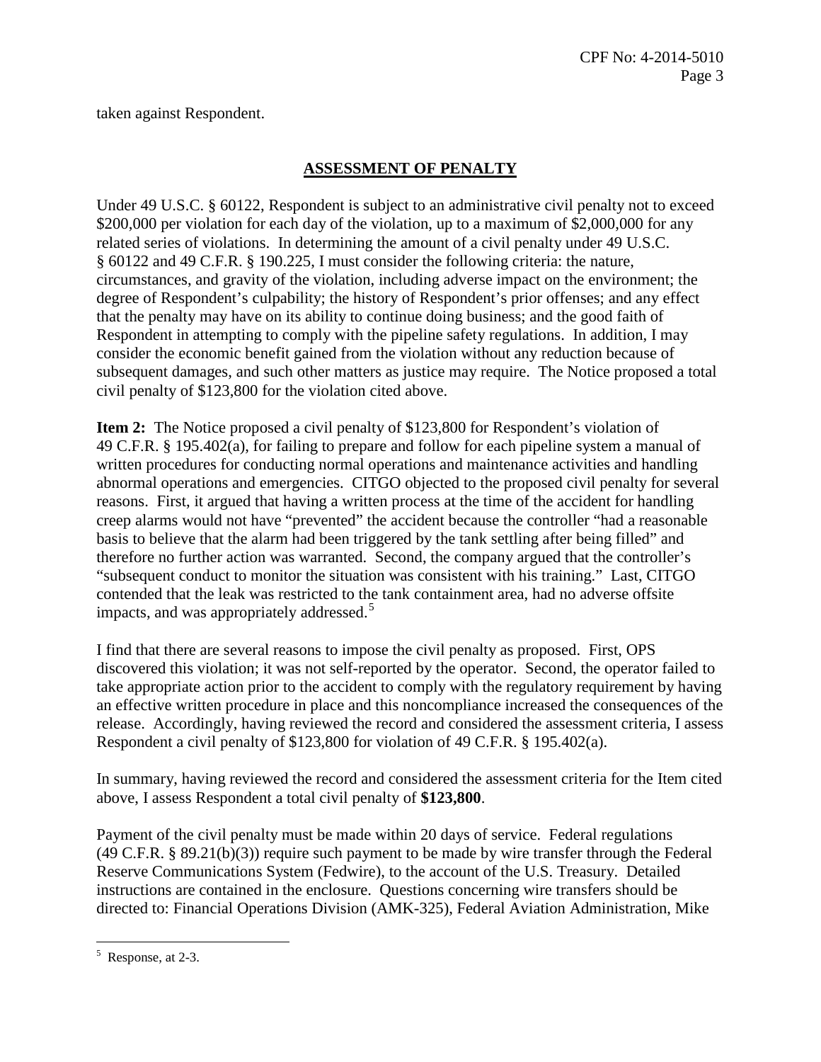taken against Respondent.

## ASSESSMENT OF PENALTY

Under 49 U.S.C. § 60122, Respondent is subject to an administrative civil penalty not to exceed $200,000 per violation for each day of the violation, up to a maximum of $2,000,000 for any related series of violations. In determining the amount of a civil penalty under 49 U.S.C. § 60122 and 49 C.F.R. § 190.225, I must consider the following criteria: the nature, circumstances, and gravity of the violation, including adverse impact on the environment; the degree of Respondent's culpability; the history of Respondent's prior offenses; and any effect that the penalty may have on its ability to continue doing business; and the good faith of Respondent in attempting to comply with the pipeline safety regulations. In addition, I may consider the economic benefit gained from the violation without any reduction because of subsequent damages, and such other matters as justice may require. The Notice proposed a total civil penalty of $123,800 for the violation cited above.

**Item 2:** The Notice proposed a civil penalty of $123,800 for Respondent's violation of 49 C.F.R. § 195.402(a), for failing to prepare and follow for each pipeline system a manual of written procedures for conducting normal operations and maintenance activities and handling abnormal operations and emergencies. CITGO objected to the proposed civil penalty for several reasons. First, it argued that having a written process at the time of the accident for handling creep alarms would not have "prevented" the accident because the controller "had a reasonable basis to believe that the alarm had been triggered by the tank settling after being filled" and therefore no further action was warranted. Second, the company argued that the controller's "subsequent conduct to monitor the situation was consistent with his training." Last, CITGO contended that the leak was restricted to the tank containment area, had no adverse offsite impacts, and was appropriately addressed.[5]

I find that there are several reasons to impose the civil penalty as proposed. First, OPS discovered this violation; it was not self-reported by the operator. Second, the operator failed to take appropriate action prior to the accident to comply with the regulatory requirement by having an effective written procedure in place and this noncompliance increased the consequences of the release. Accordingly, having reviewed the record and considered the assessment criteria, I assess Respondent a civil penalty of $123,800 for violation of 49 C.F.R. § 195.402(a).

In summary, having reviewed the record and considered the assessment criteria for the Item cited above, I assess Respondent a total civil penalty of **$123,800**.

Payment of the civil penalty must be made within 20 days of service. Federal regulations (49 C.F.R. § 89.21(b)(3)) require such payment to be made by wire transfer through the Federal Reserve Communications System (Fedwire), to the account of the U.S. Treasury. Detailed instructions are contained in the enclosure. Questions concerning wire transfers should be directed to: Financial Operations Division (AMK-325), Federal Aviation Administration, Mike

---

[5] Response, at 2-3.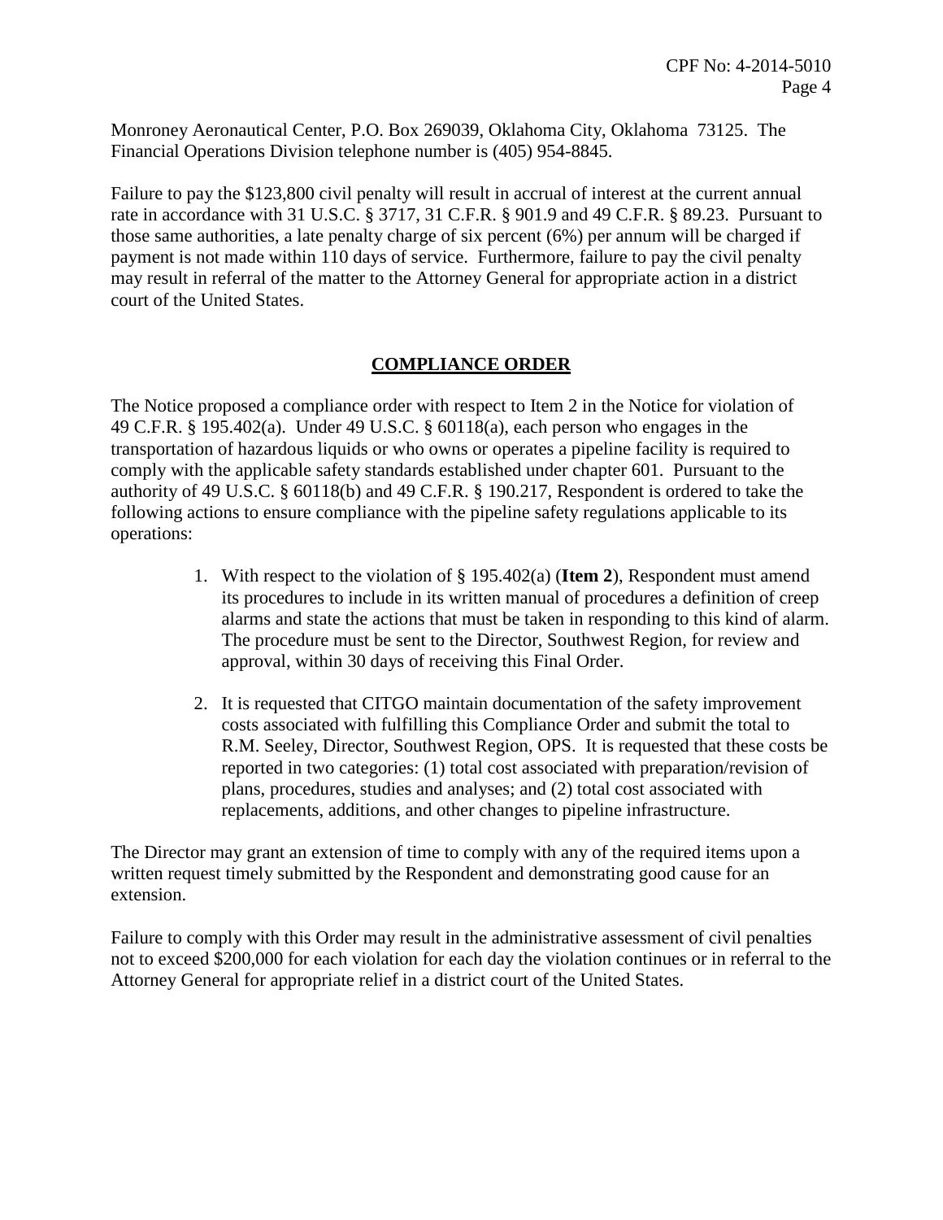Monroney Aeronautical Center, P.O. Box 269039, Oklahoma City, Oklahoma 73125. The Financial Operations Division telephone number is (405) 954-8845.

Failure to pay the $123,800 civil penalty will result in accrual of interest at the current annual rate in accordance with 31 U.S.C. § 3717, 31 C.F.R. § 901.9 and 49 C.F.R. § 89.23. Pursuant to those same authorities, a late penalty charge of six percent (6%) per annum will be charged if payment is not made within 110 days of service. Furthermore, failure to pay the civil penalty may result in referral of the matter to the Attorney General for appropriate action in a district court of the United States.

## COMPLIANCE ORDER

The Notice proposed a compliance order with respect to Item 2 in the Notice for violation of 49 C.F.R. § 195.402(a). Under 49 U.S.C. § 60118(a), each person who engages in the transportation of hazardous liquids or who owns or operates a pipeline facility is required to comply with the applicable safety standards established under chapter 601. Pursuant to the authority of 49 U.S.C. § 60118(b) and 49 C.F.R. § 190.217, Respondent is ordered to take the following actions to ensure compliance with the pipeline safety regulations applicable to its operations:

1. With respect to the violation of § 195.402(a) (**Item 2**), Respondent must amend its procedures to include in its written manual of procedures a definition of creep alarms and state the actions that must be taken in responding to this kind of alarm. The procedure must be sent to the Director, Southwest Region, for review and approval, within 30 days of receiving this Final Order.

2. It is requested that CITGO maintain documentation of the safety improvement costs associated with fulfilling this Compliance Order and submit the total to R.M. Seeley, Director, Southwest Region, OPS. It is requested that these costs be reported in two categories: (1) total cost associated with preparation/revision of plans, procedures, studies and analyses; and (2) total cost associated with replacements, additions, and other changes to pipeline infrastructure.

The Director may grant an extension of time to comply with any of the required items upon a written request timely submitted by the Respondent and demonstrating good cause for an extension.

Failure to comply with this Order may result in the administrative assessment of civil penalties not to exceed $200,000 for each violation for each day the violation continues or in referral to the Attorney General for appropriate relief in a district court of the United States.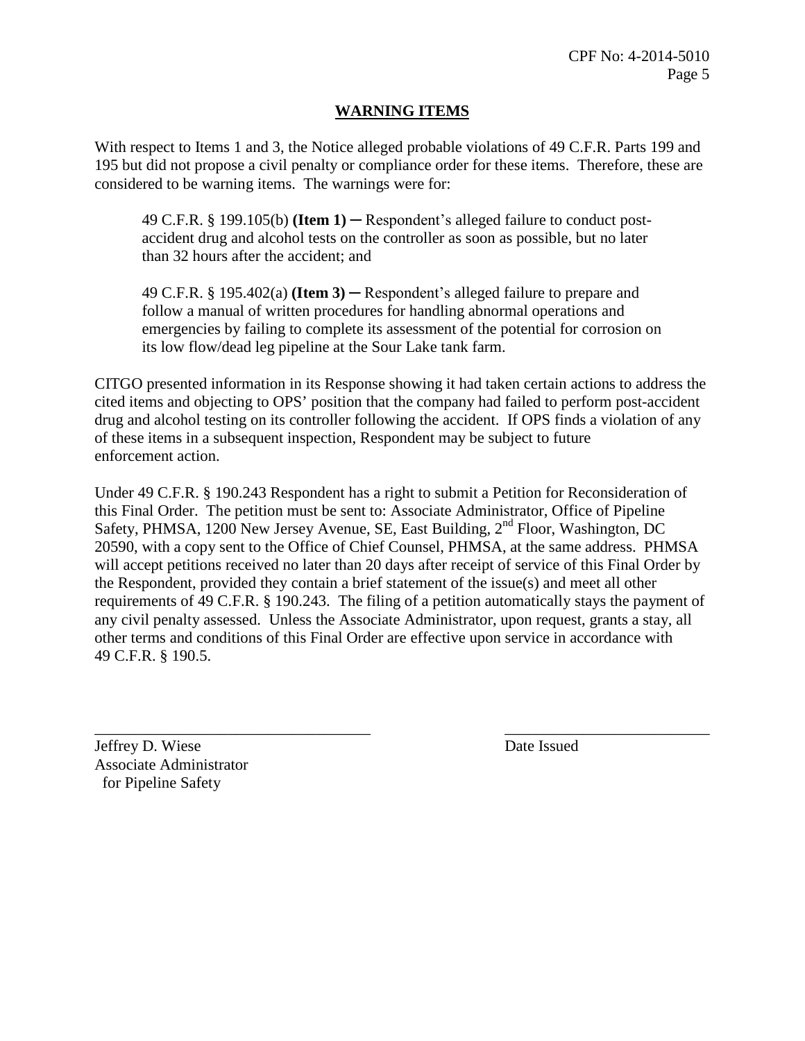## WARNING ITEMS

With respect to Items 1 and 3, the Notice alleged probable violations of 49 C.F.R. Parts 199 and 195 but did not propose a civil penalty or compliance order for these items. Therefore, these are considered to be warning items. The warnings were for:

> 49 C.F.R. § 199.105(b) **(Item 1)** ─ Respondent's alleged failure to conduct post-accident drug and alcohol tests on the controller as soon as possible, but no later than 32 hours after the accident; and
>
> 49 C.F.R. § 195.402(a) **(Item 3)** ─ Respondent's alleged failure to prepare and follow a manual of written procedures for handling abnormal operations and emergencies by failing to complete its assessment of the potential for corrosion on its low flow/dead leg pipeline at the Sour Lake tank farm.

CITGO presented information in its Response showing it had taken certain actions to address the cited items and objecting to OPS' position that the company had failed to perform post-accident drug and alcohol testing on its controller following the accident. If OPS finds a violation of any of these items in a subsequent inspection, Respondent may be subject to future enforcement action.

Under 49 C.F.R. § 190.243 Respondent has a right to submit a Petition for Reconsideration of this Final Order. The petition must be sent to: Associate Administrator, Office of Pipeline Safety, PHMSA, 1200 New Jersey Avenue, SE, East Building, 2nd Floor, Washington, DC 20590, with a copy sent to the Office of Chief Counsel, PHMSA, at the same address. PHMSA will accept petitions received no later than 20 days after receipt of service of this Final Order by the Respondent, provided they contain a brief statement of the issue(s) and meet all other requirements of 49 C.F.R. § 190.243. The filing of a petition automatically stays the payment of any civil penalty assessed. Unless the Associate Administrator, upon request, grants a stay, all other terms and conditions of this Final Order are effective upon service in accordance with 49 C.F.R. § 190.5.

\_\_\_\_\_\_\_\_\_\_\_\_\_\_\_\_\_\_\_\_\_\_\_\_\_\_\_\_\_\_\_\_\_\_\_\_
Jeffrey D. Wiese
Associate Administrator
for Pipeline Safety

\_\_\_\_\_\_\_\_\_\_\_\_\_\_\_\_\_\_\_\_\_\_\_\_\_\_\_\_
Date Issued